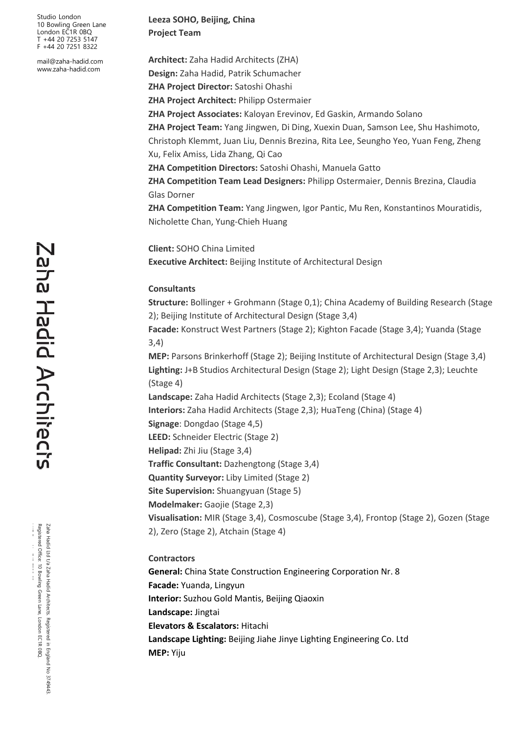Studio London
10 Bowling Green Lane
London EC1R 0BQ
T +44 20 7253 5147
F +44 20 7251 8322

mail@zaha-hadid.com
www.zaha-hadid.com

Zaha Hadid Architects

**Leeza SOHO, Beijing, China**
**Project Team**

**Architect:** Zaha Hadid Architects (ZHA)
**Design:** Zaha Hadid, Patrik Schumacher
**ZHA Project Director:** Satoshi Ohashi
**ZHA Project Architect:** Philipp Ostermaier
**ZHA Project Associates:** Kaloyan Erevinov, Ed Gaskin, Armando Solano
**ZHA Project Team:** Yang Jingwen, Di Ding, Xuexin Duan, Samson Lee, Shu Hashimoto, Christoph Klemmt, Juan Liu, Dennis Brezina, Rita Lee, Seungho Yeo, Yuan Feng, Zheng Xu, Felix Amiss, Lida Zhang, Qi Cao
**ZHA Competition Directors:** Satoshi Ohashi, Manuela Gatto
**ZHA Competition Team Lead Designers:** Philipp Ostermaier, Dennis Brezina, Claudia Glas Dorner
**ZHA Competition Team:** Yang Jingwen, Igor Pantic, Mu Ren, Konstantinos Mouratidis, Nicholette Chan, Yung-Chieh Huang

**Client:** SOHO China Limited
**Executive Architect:** Beijing Institute of Architectural Design

**Consultants**

**Structure:** Bollinger + Grohmann (Stage 0,1); China Academy of Building Research (Stage 2); Beijing Institute of Architectural Design (Stage 3,4)
**Facade:** Konstruct West Partners (Stage 2); Kighton Facade (Stage 3,4); Yuanda (Stage 3,4)
**MEP:** Parsons Brinkerhoff (Stage 2); Beijing Institute of Architectural Design (Stage 3,4)
**Lighting:** J+B Studios Architectural Design (Stage 2); Light Design (Stage 2,3); Leuchte (Stage 4)
**Landscape:** Zaha Hadid Architects (Stage 2,3); Ecoland (Stage 4)
**Interiors:** Zaha Hadid Architects (Stage 2,3); HuaTeng (China) (Stage 4)
**Signage**: Dongdao (Stage 4,5)
**LEED:** Schneider Electric (Stage 2)
**Helipad:** Zhi Jiu (Stage 3,4)
**Traffic Consultant:** Dazhengtong (Stage 3,4)
**Quantity Surveyor:** Liby Limited (Stage 2)
**Site Supervision:** Shuangyuan (Stage 5)
**Modelmaker:** Gaojie (Stage 2,3)
**Visualisation:** MIR (Stage 3,4), Cosmoscube (Stage 3,4), Frontop (Stage 2), Gozen (Stage 2), Zero (Stage 2), Atchain (Stage 4)

**Contractors**

**General:** China State Construction Engineering Corporation Nr. 8
**Facade:** Yuanda, Lingyun
**Interior:** Suzhou Gold Mantis, Beijing Qiaoxin
**Landscape:** Jingtai
**Elevators & Escalators:** Hitachi
**Landscape Lighting:** Beijing Jiahe Jinye Lighting Engineering Co. Ltd
**MEP:** Yiju

Zaha Hadid Ltd t/a Zaha Hadid Architects. Registered in England No 3749443.
Registered Office: 10 Bowling Green Lane, London EC1R 0BQ.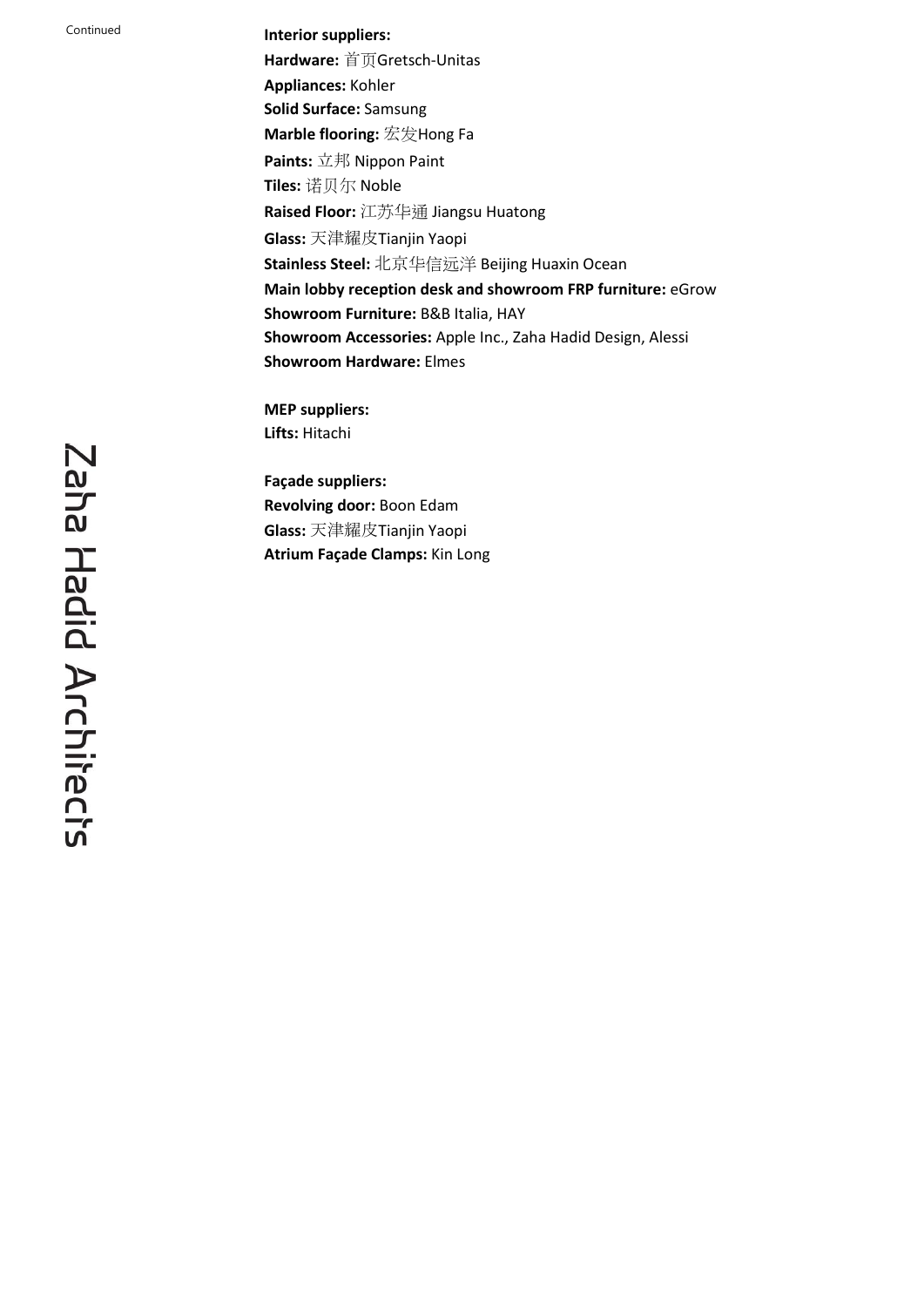Continued

**Interior suppliers:**
**Hardware:** 首页Gretsch-Unitas
**Appliances:** Kohler
**Solid Surface:** Samsung
**Marble flooring:** 宏发Hong Fa
**Paints:** 立邦 Nippon Paint
**Tiles:** 诺贝尔 Noble
**Raised Floor:** 江苏华通 Jiangsu Huatong
**Glass:** 天津耀皮Tianjin Yaopi
**Stainless Steel:** 北京华信远洋 Beijing Huaxin Ocean
**Main lobby reception desk and showroom FRP furniture:** eGrow
**Showroom Furniture:** B&B Italia, HAY
**Showroom Accessories:** Apple Inc., Zaha Hadid Design, Alessi
**Showroom Hardware:** Elmes

**MEP suppliers:**
**Lifts:** Hitachi

**Façade suppliers:**
**Revolving door:** Boon Edam
**Glass:** 天津耀皮Tianjin Yaopi
**Atrium Façade Clamps:** Kin Long